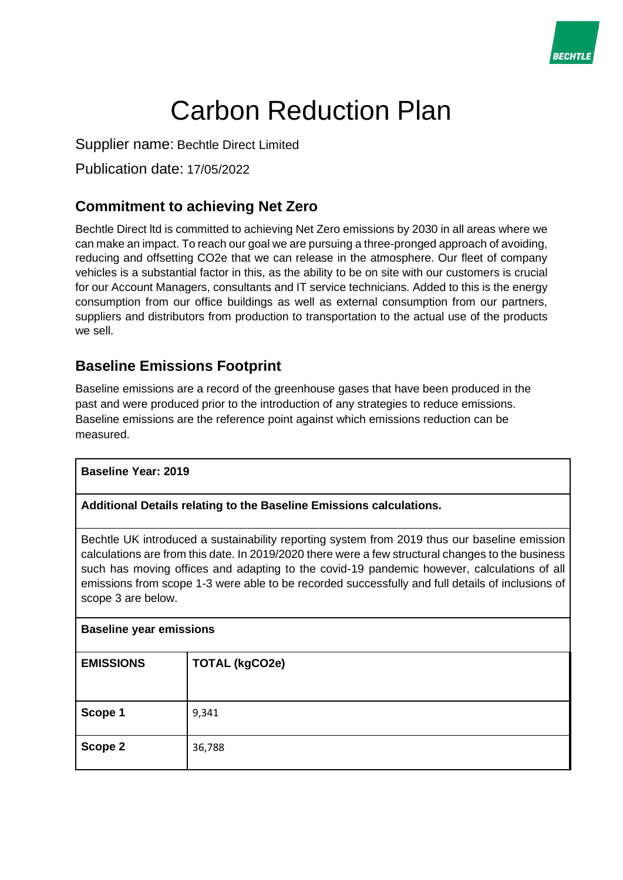# Carbon Reduction Plan

Supplier name: Bechtle Direct Limited

Publication date: 17/05/2022

## Commitment to achieving Net Zero

Bechtle Direct ltd is committed to achieving Net Zero emissions by 2030 in all areas where we can make an impact. To reach our goal we are pursuing a three-pronged approach of avoiding, reducing and offsetting CO2e that we can release in the atmosphere. Our fleet of company vehicles is a substantial factor in this, as the ability to be on site with our customers is crucial for our Account Managers, consultants and IT service technicians. Added to this is the energy consumption from our office buildings as well as external consumption from our partners, suppliers and distributors from production to transportation to the actual use of the products we sell.

## Baseline Emissions Footprint

Baseline emissions are a record of the greenhouse gases that have been produced in the past and were produced prior to the introduction of any strategies to reduce emissions. Baseline emissions are the reference point against which emissions reduction can be measured.

| **Baseline Year: 2019** | |
|---|---|
| **Additional Details relating to the Baseline Emissions calculations.** | |
| Bechtle UK introduced a sustainability reporting system from 2019 thus our baseline emission calculations are from this date. In 2019/2020 there were a few structural changes to the business such has moving offices and adapting to the covid-19 pandemic however, calculations of all emissions from scope 1-3 were able to be recorded successfully and full details of inclusions of scope 3 are below. | |
| **Baseline year emissions** | |
| **EMISSIONS** | **TOTAL (kgCO2e)** |
| **Scope 1** | 9,341 |
| **Scope 2** | 36,788 |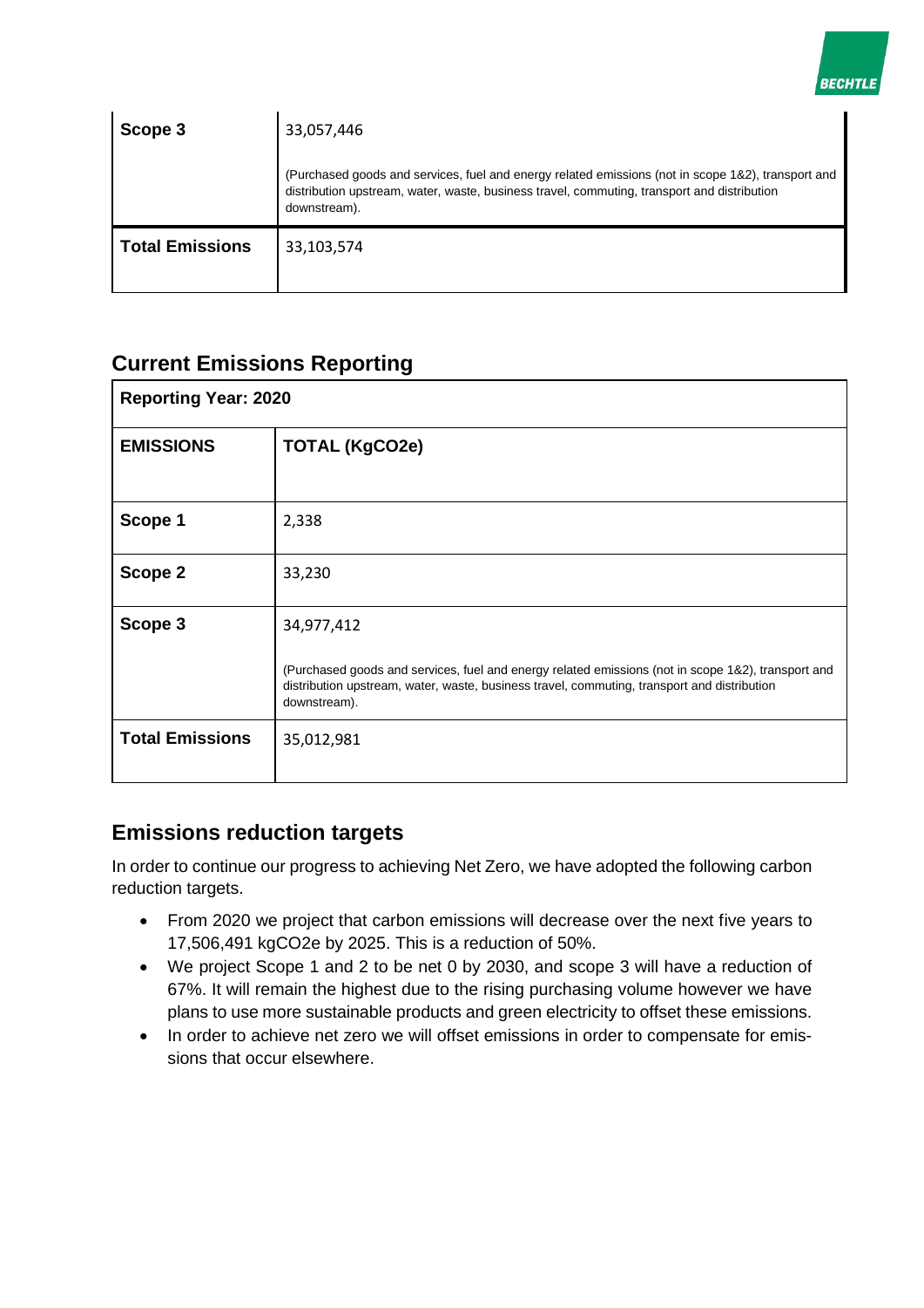| | |
|---|---|
| **Scope 3** | 33,057,446<br><br>(Purchased goods and services, fuel and energy related emissions (not in scope 1&2), transport and distribution upstream, water, waste, business travel, commuting, transport and distribution downstream). |
| **Total Emissions** | 33,103,574 |

## Current Emissions Reporting

| **Reporting Year: 2020** | |
|---|---|
| **EMISSIONS** | **TOTAL (KgCO2e)** |
| **Scope 1** | 2,338 |
| **Scope 2** | 33,230 |
| **Scope 3** | 34,977,412<br><br>(Purchased goods and services, fuel and energy related emissions (not in scope 1&2), transport and distribution upstream, water, waste, business travel, commuting, transport and distribution downstream). |
| **Total Emissions** | 35,012,981 |

## Emissions reduction targets

In order to continue our progress to achieving Net Zero, we have adopted the following carbon reduction targets.

- From 2020 we project that carbon emissions will decrease over the next five years to 17,506,491 kgCO2e by 2025. This is a reduction of 50%.
- We project Scope 1 and 2 to be net 0 by 2030, and scope 3 will have a reduction of 67%. It will remain the highest due to the rising purchasing volume however we have plans to use more sustainable products and green electricity to offset these emissions.
- In order to achieve net zero we will offset emissions in order to compensate for emissions that occur elsewhere.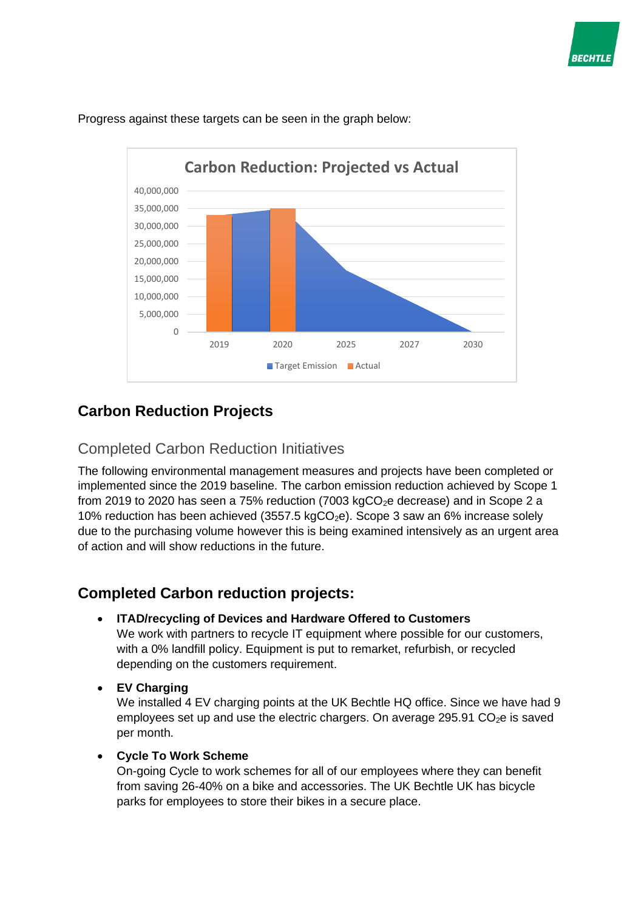Progress against these targets can be seen in the graph below:

## Carbon Reduction Projects

### Completed Carbon Reduction Initiatives

The following environmental management measures and projects have been completed or implemented since the 2019 baseline. The carbon emission reduction achieved by Scope 1 from 2019 to 2020 has seen a 75% reduction (7003 kg$CO_2$e decrease) and in Scope 2 a 10% reduction has been achieved (3557.5 kg$CO_2$e). Scope 3 saw an 6% increase solely due to the purchasing volume however this is being examined intensively as an urgent area of action and will show reductions in the future.

## Completed Carbon reduction projects:

- **ITAD/recycling of Devices and Hardware Offered to Customers**
  We work with partners to recycle IT equipment where possible for our customers, with a 0% landfill policy. Equipment is put to remarket, refurbish, or recycled depending on the customers requirement.

- **EV Charging**
  We installed 4 EV charging points at the UK Bechtle HQ office. Since we have had 9 employees set up and use the electric chargers. On average 295.91 $CO_2$e is saved per month.

- **Cycle To Work Scheme**
  On-going Cycle to work schemes for all of our employees where they can benefit from saving 26-40% on a bike and accessories. The UK Bechtle UK has bicycle parks for employees to store their bikes in a secure place.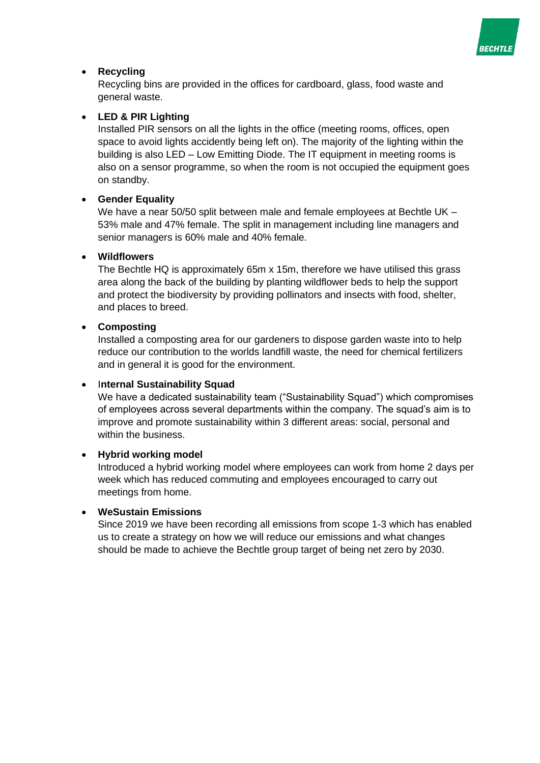- **Recycling**
  Recycling bins are provided in the offices for cardboard, glass, food waste and general waste.

- **LED & PIR Lighting**
  Installed PIR sensors on all the lights in the office (meeting rooms, offices, open space to avoid lights accidently being left on). The majority of the lighting within the building is also LED – Low Emitting Diode. The IT equipment in meeting rooms is also on a sensor programme, so when the room is not occupied the equipment goes on standby.

- **Gender Equality**
  We have a near 50/50 split between male and female employees at Bechtle UK – 53% male and 47% female. The split in management including line managers and senior managers is 60% male and 40% female.

- **Wildflowers**
  The Bechtle HQ is approximately 65m x 15m, therefore we have utilised this grass area along the back of the building by planting wildflower beds to help the support and protect the biodiversity by providing pollinators and insects with food, shelter, and places to breed.

- **Composting**
  Installed a composting area for our gardeners to dispose garden waste into to help reduce our contribution to the worlds landfill waste, the need for chemical fertilizers and in general it is good for the environment.

- **Internal Sustainability Squad**
  We have a dedicated sustainability team ("Sustainability Squad") which compromises of employees across several departments within the company. The squad's aim is to improve and promote sustainability within 3 different areas: social, personal and within the business.

- **Hybrid working model**
  Introduced a hybrid working model where employees can work from home 2 days per week which has reduced commuting and employees encouraged to carry out meetings from home.

- **WeSustain Emissions**
  Since 2019 we have been recording all emissions from scope 1-3 which has enabled us to create a strategy on how we will reduce our emissions and what changes should be made to achieve the Bechtle group target of being net zero by 2030.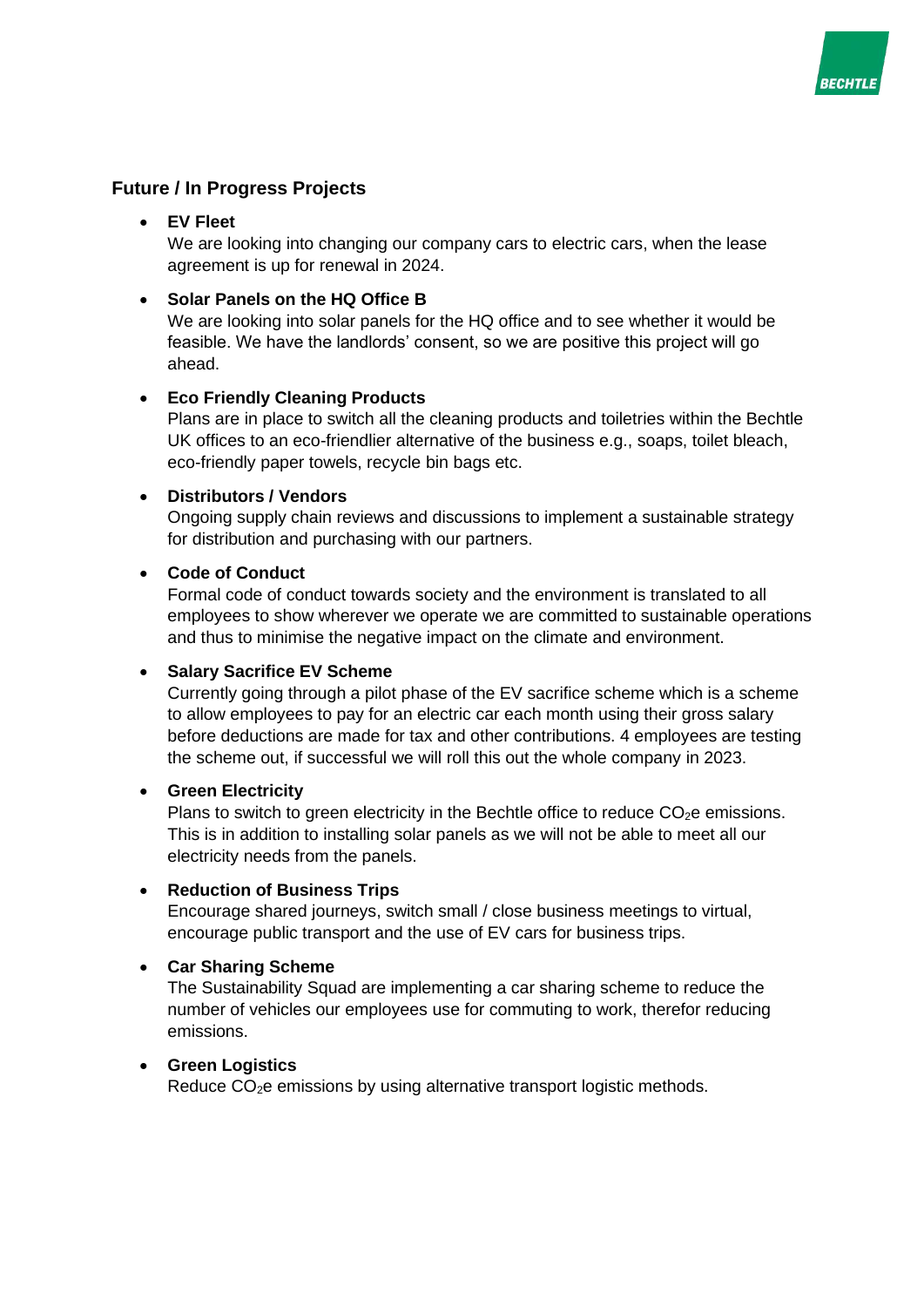## Future / In Progress Projects

- **EV Fleet**
  We are looking into changing our company cars to electric cars, when the lease agreement is up for renewal in 2024.

- **Solar Panels on the HQ Office B**
  We are looking into solar panels for the HQ office and to see whether it would be feasible. We have the landlords' consent, so we are positive this project will go ahead.

- **Eco Friendly Cleaning Products**
  Plans are in place to switch all the cleaning products and toiletries within the Bechtle UK offices to an eco-friendlier alternative of the business e.g., soaps, toilet bleach, eco-friendly paper towels, recycle bin bags etc.

- **Distributors / Vendors**
  Ongoing supply chain reviews and discussions to implement a sustainable strategy for distribution and purchasing with our partners.

- **Code of Conduct**
  Formal code of conduct towards society and the environment is translated to all employees to show wherever we operate we are committed to sustainable operations and thus to minimise the negative impact on the climate and environment.

- **Salary Sacrifice EV Scheme**
  Currently going through a pilot phase of the EV sacrifice scheme which is a scheme to allow employees to pay for an electric car each month using their gross salary before deductions are made for tax and other contributions. 4 employees are testing the scheme out, if successful we will roll this out the whole company in 2023.

- **Green Electricity**
  Plans to switch to green electricity in the Bechtle office to reduce $CO_2e$ emissions. This is in addition to installing solar panels as we will not be able to meet all our electricity needs from the panels.

- **Reduction of Business Trips**
  Encourage shared journeys, switch small / close business meetings to virtual, encourage public transport and the use of EV cars for business trips.

- **Car Sharing Scheme**
  The Sustainability Squad are implementing a car sharing scheme to reduce the number of vehicles our employees use for commuting to work, therefor reducing emissions.

- **Green Logistics**
  Reduce $CO_2e$ emissions by using alternative transport logistic methods.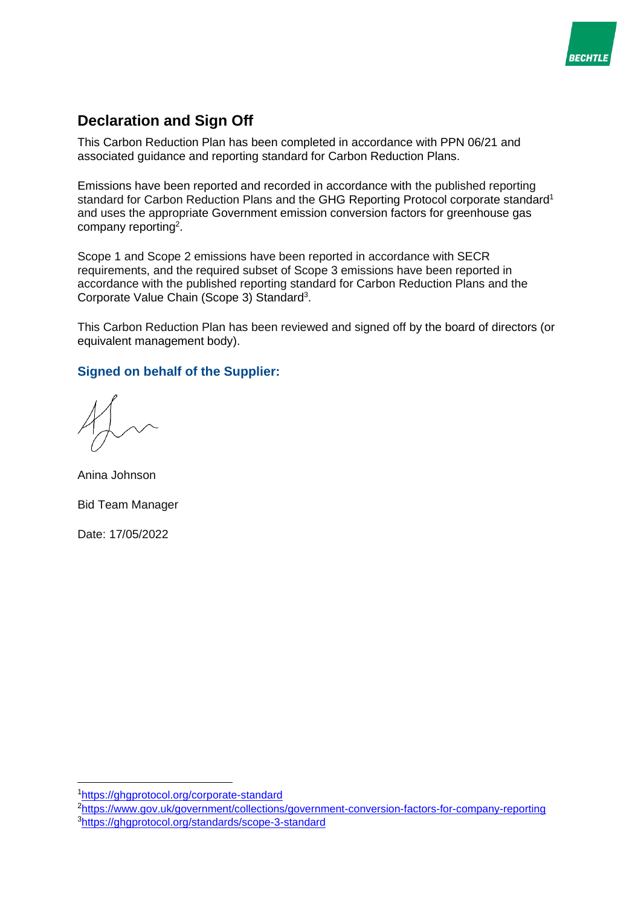## Declaration and Sign Off

This Carbon Reduction Plan has been completed in accordance with PPN 06/21 and associated guidance and reporting standard for Carbon Reduction Plans.

Emissions have been reported and recorded in accordance with the published reporting standard for Carbon Reduction Plans and the GHG Reporting Protocol corporate standard[1] and uses the appropriate Government emission conversion factors for greenhouse gas company reporting[2].

Scope 1 and Scope 2 emissions have been reported in accordance with SECR requirements, and the required subset of Scope 3 emissions have been reported in accordance with the published reporting standard for Carbon Reduction Plans and the Corporate Value Chain (Scope 3) Standard[3].

This Carbon Reduction Plan has been reviewed and signed off by the board of directors (or equivalent management body).

### Signed on behalf of the Supplier:

Anina Johnson

Bid Team Manager

Date: 17/05/2022

[1] https://ghgprotocol.org/corporate-standard
[2] https://www.gov.uk/government/collections/government-conversion-factors-for-company-reporting
[3] https://ghgprotocol.org/standards/scope-3-standard